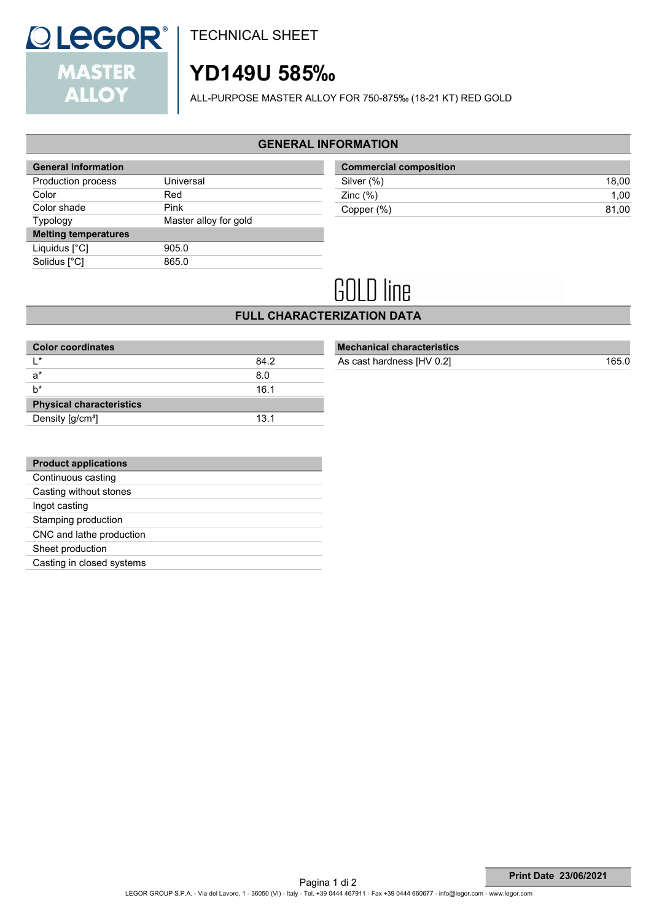# LEGOR MASTER ALLOY

TECHNICAL SHEET

# YD149U 585‰

ALL-PURPOSE MASTER ALLOY FOR 750-875‰ (18-21 KT) RED GOLD

## GENERAL INFORMATION

| General information | |
|---|---|
| Production process | Universal |
| Color | Red |
| Color shade | Pink |
| Typology | Master alloy for gold |
| **Melting temperatures** | |
| Liquidus [°C] | 905.0 |
| Solidus [°C] | 865.0 |

| Commercial composition | |
|---|---|
| Silver (%) | 18,00 |
| Zinc (%) | 1,00 |
| Copper (%) | 81,00 |

GOLD line

## FULL CHARACTERIZATION DATA

| Color coordinates | |
|---|---|
| L* | 84.2 |
| a* | 8.0 |
| b* | 16.1 |
| **Physical characteristics** | |
| Density [g/cm³] | 13.1 |

| Mechanical characteristics | |
|---|---|
| As cast hardness [HV 0.2] | 165.0 |

| Product applications |
|---|
| Continuous casting |
| Casting without stones |
| Ingot casting |
| Stamping production |
| CNC and lathe production |
| Sheet production |
| Casting in closed systems |

Print Date 23/06/2021

LEGOR GROUP S.P.A. - Via del Lavoro, 1 - 36050 (VI) - Italy - Tel. +39 0444 467911 - Fax +39 0444 660677 - info@legor.com - www.legor.com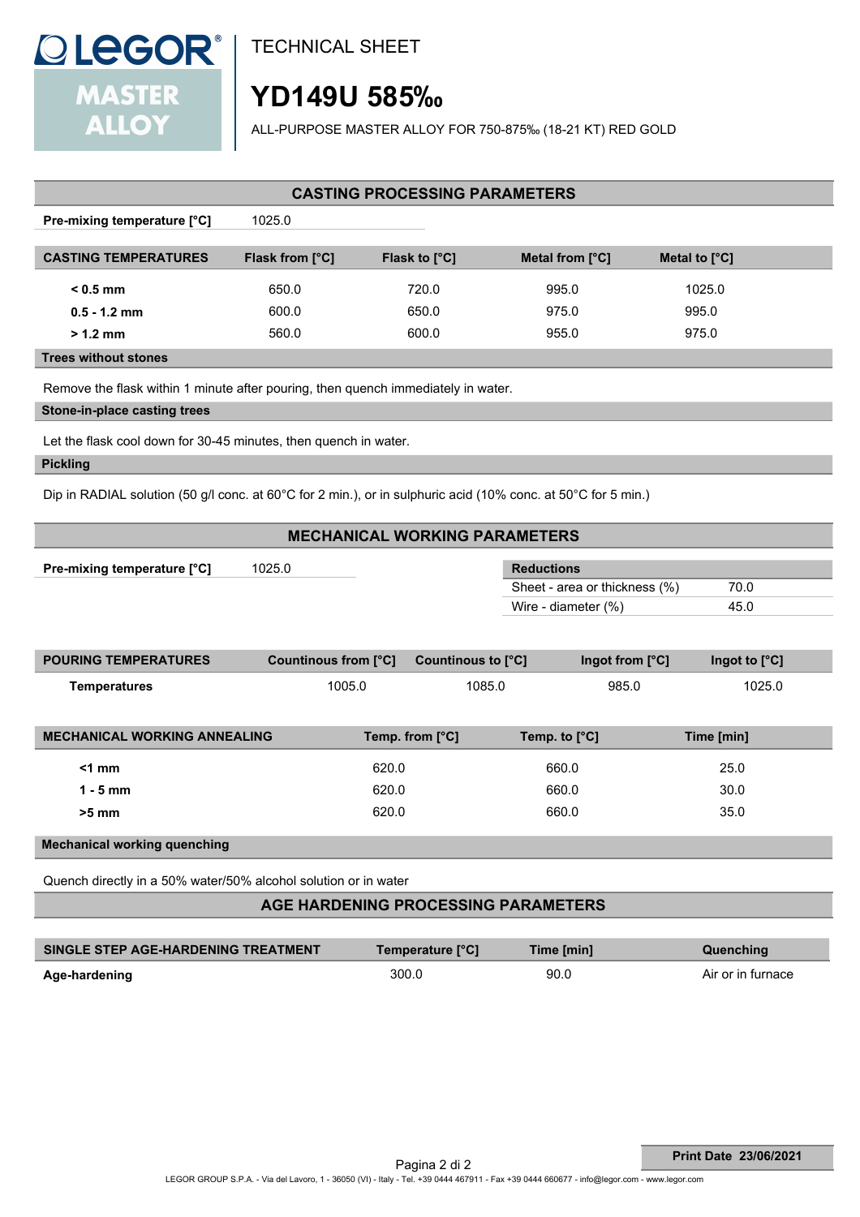TECHNICAL SHEET

# YD149U 585‰

ALL-PURPOSE MASTER ALLOY FOR 750-875‰ (18-21 KT) RED GOLD

## CASTING PROCESSING PARAMETERS

| | |
|---|---|
| **Pre-mixing temperature [°C]** | 1025.0 |

| CASTING TEMPERATURES | Flask from [°C] | Flask to [°C] | Metal from [°C] | Metal to [°C] |
|---|---|---|---|---|
| **< 0.5 mm** | 650.0 | 720.0 | 995.0 | 1025.0 |
| **0.5 - 1.2 mm** | 600.0 | 650.0 | 975.0 | 995.0 |
| **> 1.2 mm** | 560.0 | 600.0 | 955.0 | 975.0 |

**Trees without stones**

Remove the flask within 1 minute after pouring, then quench immediately in water.

**Stone-in-place casting trees**

Let the flask cool down for 30-45 minutes, then quench in water.

**Pickling**

Dip in RADIAL solution (50 g/l conc. at 60°C for 2 min.), or in sulphuric acid (10% conc. at 50°C for 5 min.)

## MECHANICAL WORKING PARAMETERS

| | |
|---|---|
| **Pre-mixing temperature [°C]** | 1025.0 |

| Reductions | |
|---|---|
| Sheet - area or thickness (%) | 70.0 |
| Wire - diameter (%) | 45.0 |

| POURING TEMPERATURES | Countinous from [°C] | Countinous to [°C] | Ingot from [°C] | Ingot to [°C] |
|---|---|---|---|---|
| **Temperatures** | 1005.0 | 1085.0 | 985.0 | 1025.0 |

| MECHANICAL WORKING ANNEALING | Temp. from [°C] | Temp. to [°C] | Time [min] |
|---|---|---|---|
| **<1 mm** | 620.0 | 660.0 | 25.0 |
| **1 - 5 mm** | 620.0 | 660.0 | 30.0 |
| **>5 mm** | 620.0 | 660.0 | 35.0 |

**Mechanical working quenching**

Quench directly in a 50% water/50% alcohol solution or in water

## AGE HARDENING PROCESSING PARAMETERS

| SINGLE STEP AGE-HARDENING TREATMENT | Temperature [°C] | Time [min] | Quenching |
|---|---|---|---|
| **Age-hardening** | 300.0 | 90.0 | Air or in furnace |

Print Date 23/06/2021

LEGOR GROUP S.P.A. - Via del Lavoro, 1 - 36050 (VI) - Italy - Tel. +39 0444 467911 - Fax +39 0444 660677 - info@legor.com - www.legor.com